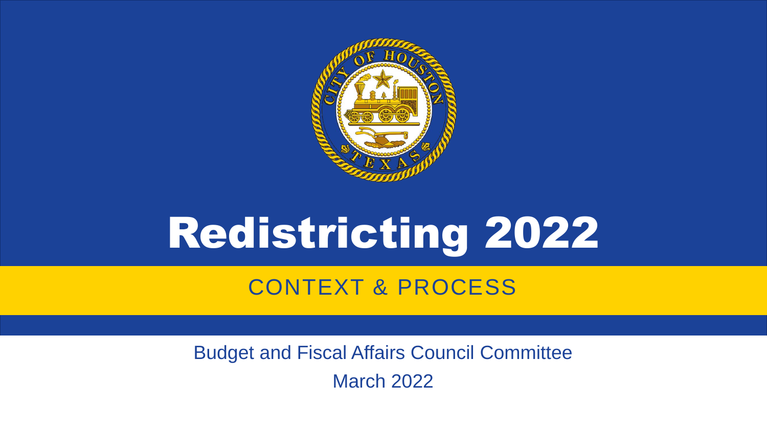# Redistricting 2022

## CONTEXT & PROCESS

Budget and Fiscal Affairs Council Committee

March 2022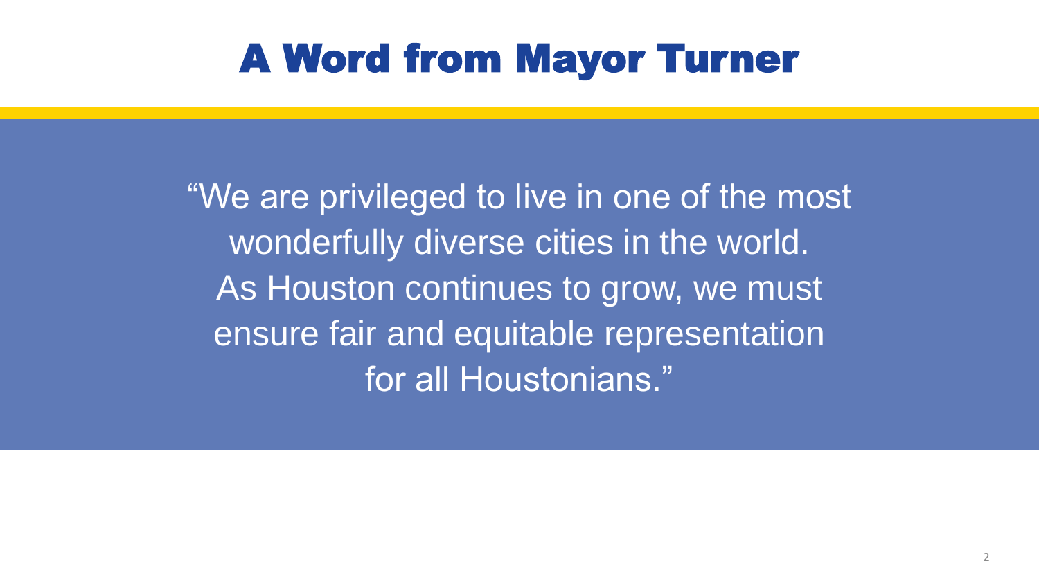# A Word from Mayor Turner

"We are privileged to live in one of the most wonderfully diverse cities in the world. As Houston continues to grow, we must ensure fair and equitable representation for all Houstonians."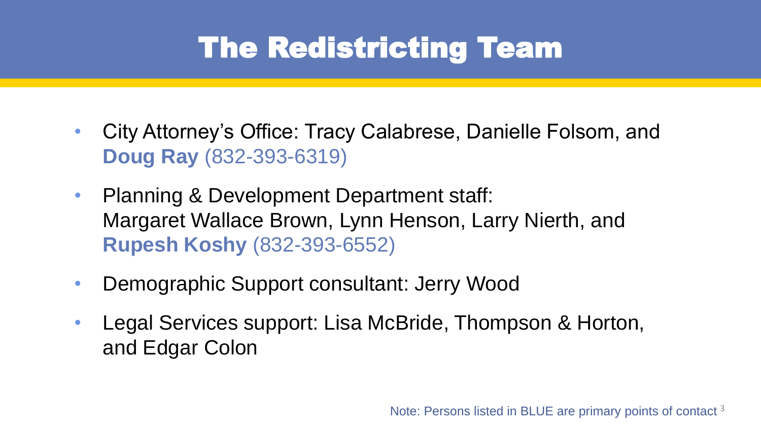# The Redistricting Team

- City Attorney's Office: Tracy Calabrese, Danielle Folsom, and **Doug Ray** (832-393-6319)
- Planning & Development Department staff: Margaret Wallace Brown, Lynn Henson, Larry Nierth, and **Rupesh Koshy** (832-393-6552)
- Demographic Support consultant: Jerry Wood
- Legal Services support: Lisa McBride, Thompson & Horton, and Edgar Colon

Note: Persons listed in BLUE are primary points of contact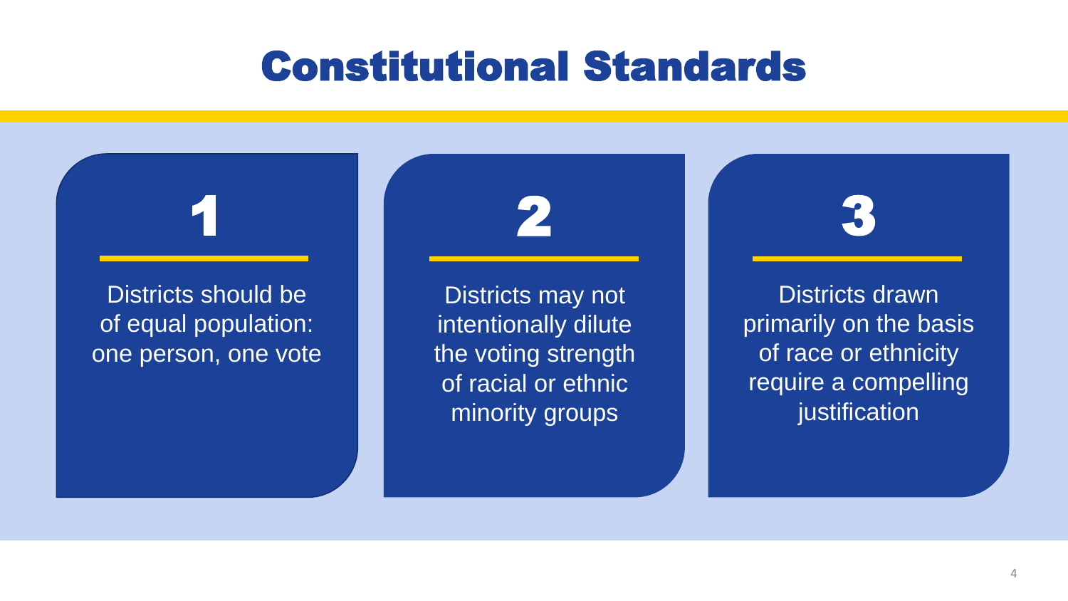# Constitutional Standards

**1**

Districts should be of equal population: one person, one vote

**2**

Districts may not intentionally dilute the voting strength of racial or ethnic minority groups

**3**

Districts drawn primarily on the basis of race or ethnicity require a compelling justification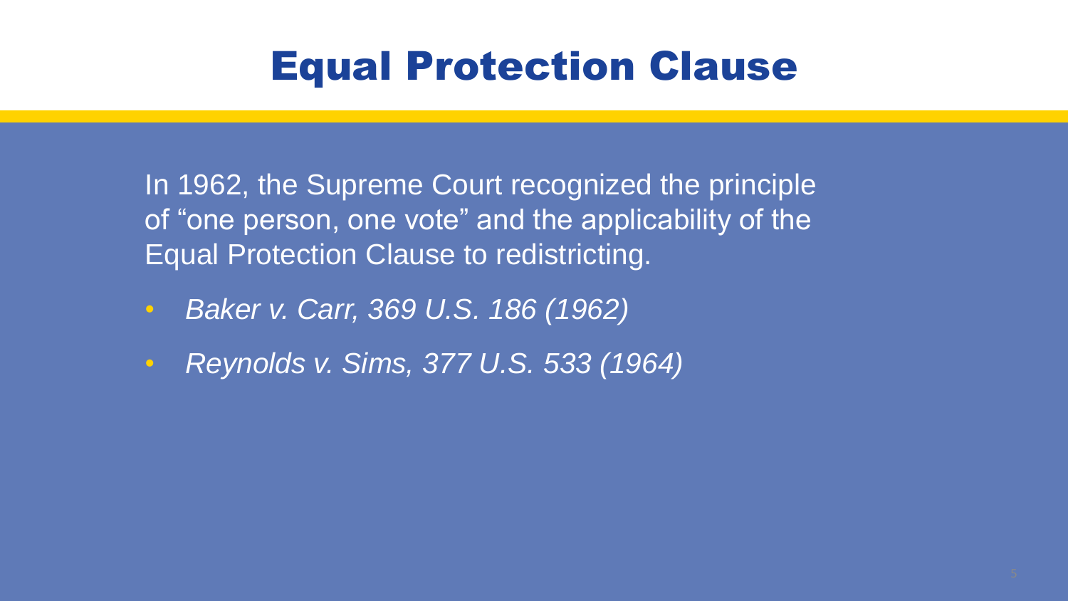# Equal Protection Clause

In 1962, the Supreme Court recognized the principle of “one person, one vote” and the applicability of the Equal Protection Clause to redistricting.

- *Baker v. Carr, 369 U.S. 186 (1962)*
- *Reynolds v. Sims, 377 U.S. 533 (1964)*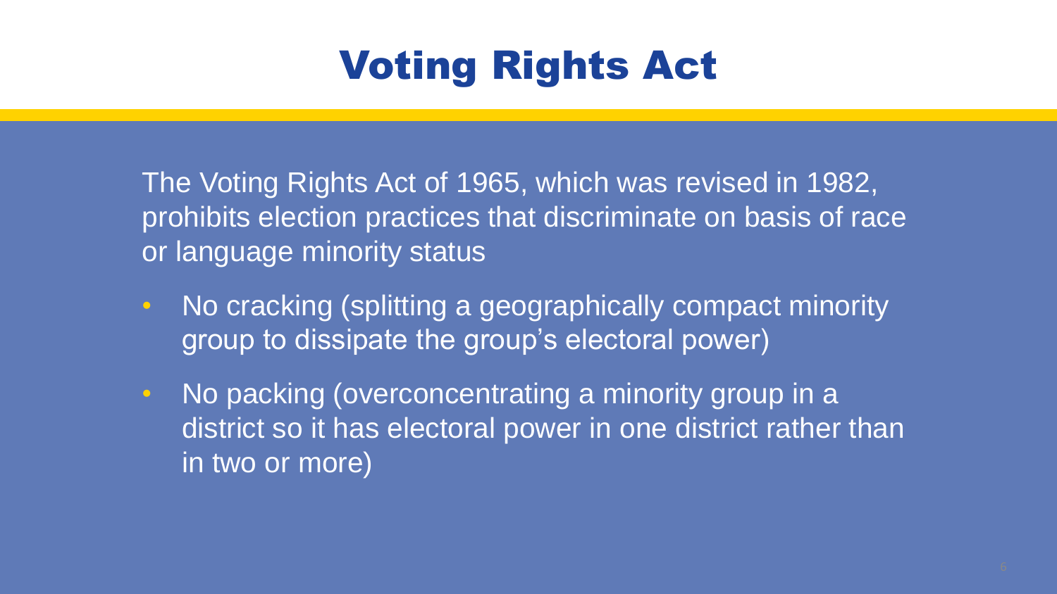# Voting Rights Act

The Voting Rights Act of 1965, which was revised in 1982, prohibits election practices that discriminate on basis of race or language minority status

- No cracking (splitting a geographically compact minority group to dissipate the group's electoral power)
- No packing (overconcentrating a minority group in a district so it has electoral power in one district rather than in two or more)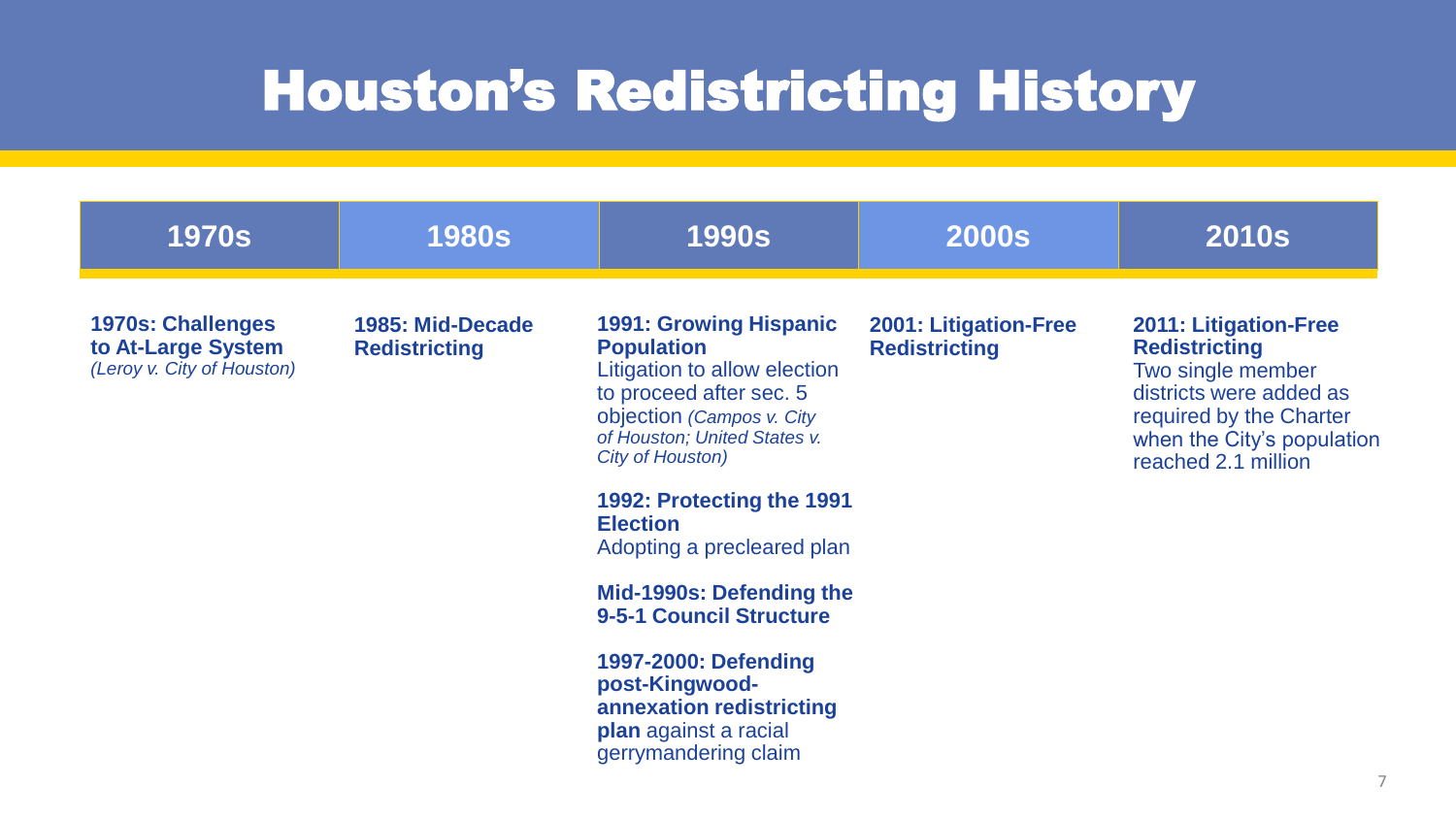# Houston's Redistricting History

| 1970s | 1980s | 1990s | 2000s | 2010s |
| --- | --- | --- | --- | --- |
| **1970s: Challenges to At-Large System** *(Leroy v. City of Houston)* | **1985: Mid-Decade Redistricting** | **1991: Growing Hispanic Population** Litigation to allow election to proceed after sec. 5 objection *(Campos v. City of Houston; United States v. City of Houston)*<br><br>**1992: Protecting the 1991 Election** Adopting a precleared plan<br><br>**Mid-1990s: Defending the 9-5-1 Council Structure**<br><br>**1997-2000: Defending post-Kingwood-annexation redistricting plan** against a racial gerrymandering claim | **2001: Litigation-Free Redistricting** | **2011: Litigation-Free Redistricting** Two single member districts were added as required by the Charter when the City's population reached 2.1 million |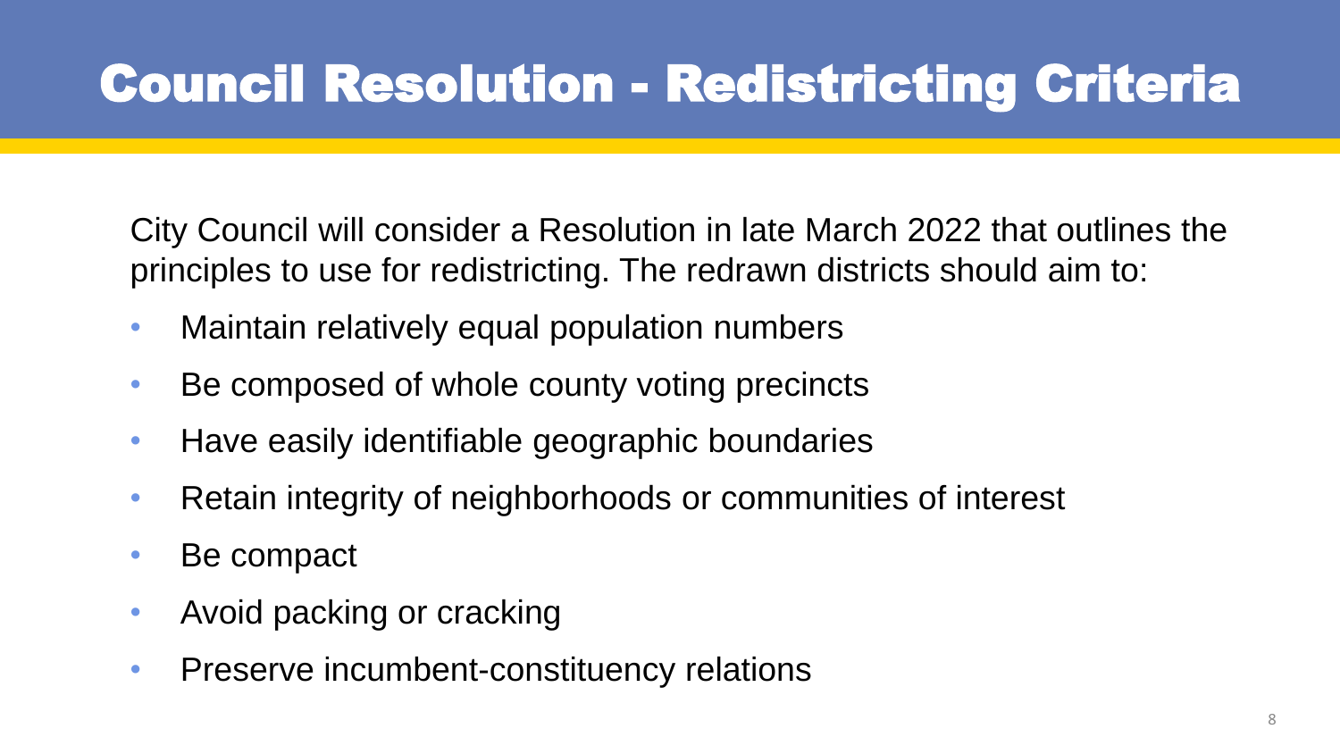# Council Resolution - Redistricting Criteria

City Council will consider a Resolution in late March 2022 that outlines the principles to use for redistricting. The redrawn districts should aim to:

- Maintain relatively equal population numbers
- Be composed of whole county voting precincts
- Have easily identifiable geographic boundaries
- Retain integrity of neighborhoods or communities of interest
- Be compact
- Avoid packing or cracking
- Preserve incumbent-constituency relations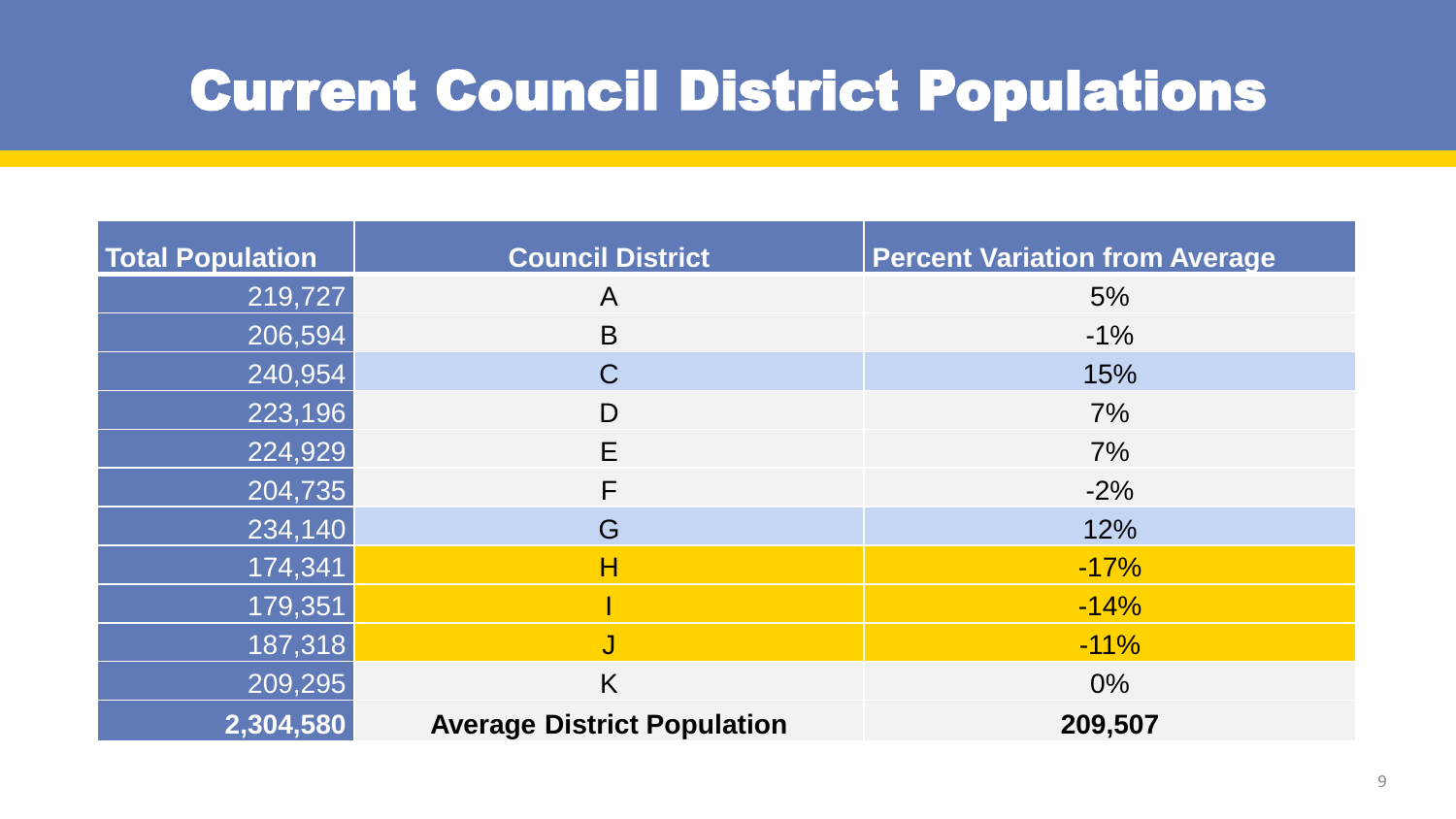# Current Council District Populations

| Total Population | Council District | Percent Variation from Average |
|---|---|---|
| 219,727 | A | 5% |
| 206,594 | B | -1% |
| 240,954 | C | 15% |
| 223,196 | D | 7% |
| 224,929 | E | 7% |
| 204,735 | F | -2% |
| 234,140 | G | 12% |
| 174,341 | H | -17% |
| 179,351 | I | -14% |
| 187,318 | J | -11% |
| 209,295 | K | 0% |
| **2,304,580** | **Average District Population** | **209,507** |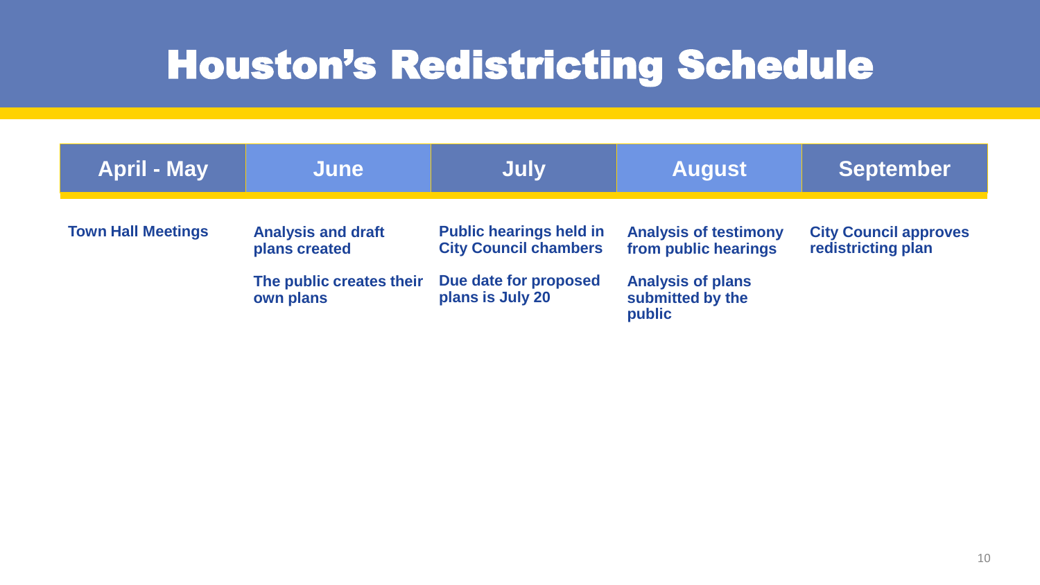# Houston's Redistricting Schedule

| April - May | June | July | August | September |
| --- | --- | --- | --- | --- |
| Town Hall Meetings | Analysis and draft plans created | Public hearings held in City Council chambers | Analysis of testimony from public hearings | City Council approves redistricting plan |
| | The public creates their own plans | Due date for proposed plans is July 20 | Analysis of plans submitted by the public | |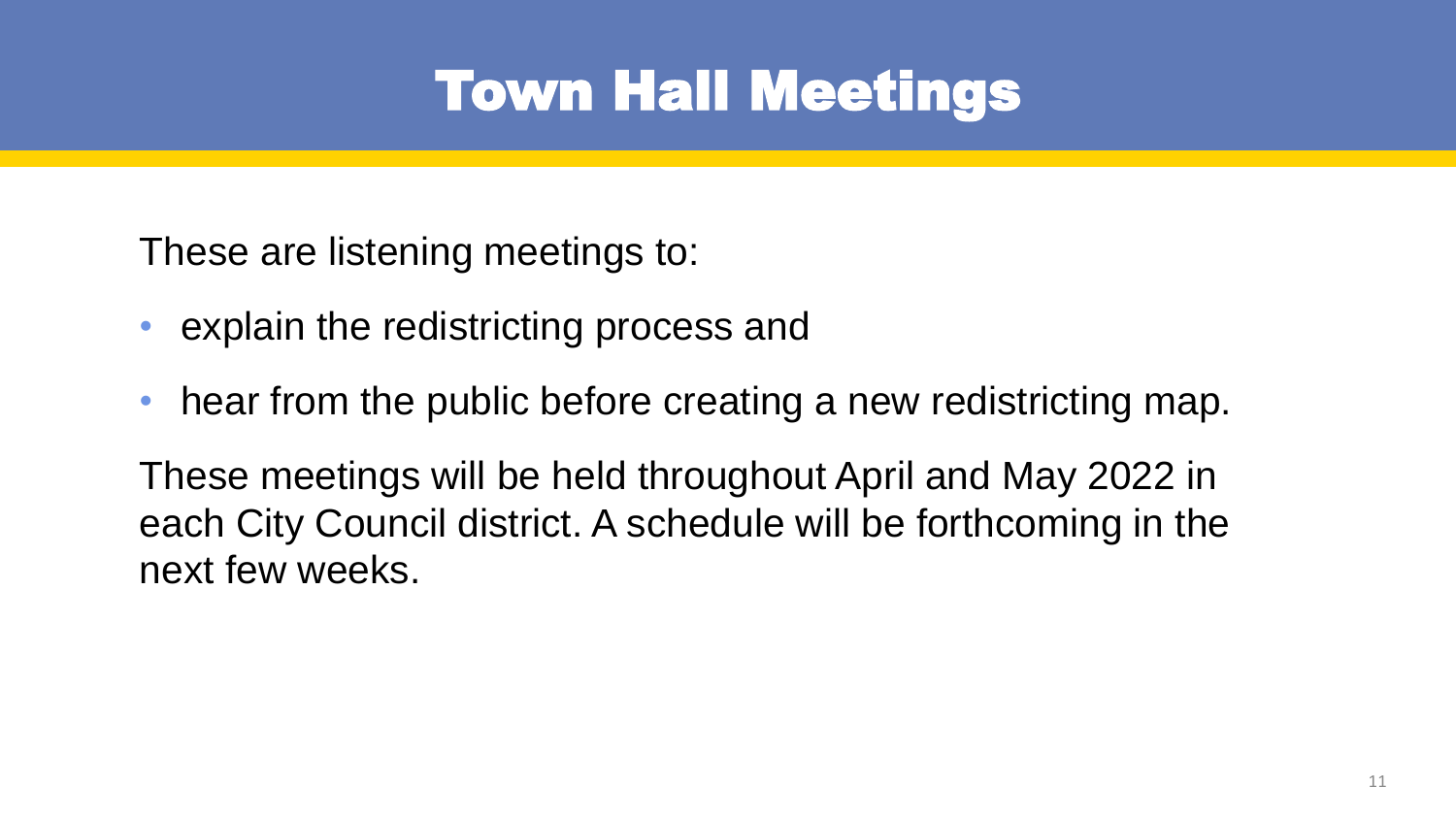# Town Hall Meetings

These are listening meetings to:

- explain the redistricting process and
- hear from the public before creating a new redistricting map.

These meetings will be held throughout April and May 2022 in each City Council district. A schedule will be forthcoming in the next few weeks.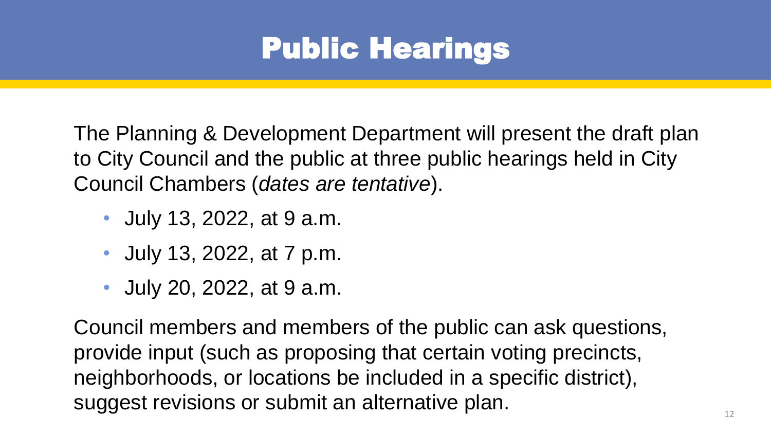# Public Hearings

The Planning & Development Department will present the draft plan to City Council and the public at three public hearings held in City Council Chambers (*dates are tentative*).

- July 13, 2022, at 9 a.m.
- July 13, 2022, at 7 p.m.
- July 20, 2022, at 9 a.m.

Council members and members of the public can ask questions, provide input (such as proposing that certain voting precincts, neighborhoods, or locations be included in a specific district), suggest revisions or submit an alternative plan.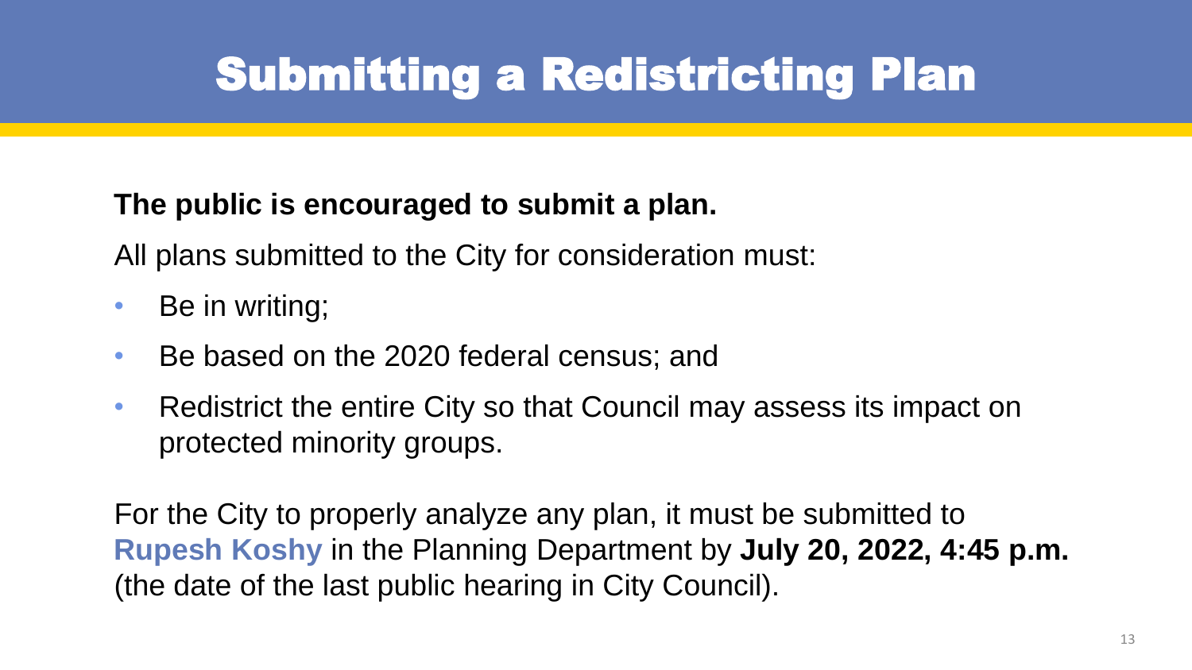# Submitting a Redistricting Plan

**The public is encouraged to submit a plan.**

All plans submitted to the City for consideration must:

- Be in writing;
- Be based on the 2020 federal census; and
- Redistrict the entire City so that Council may assess its impact on protected minority groups.

For the City to properly analyze any plan, it must be submitted to **Rupesh Koshy** in the Planning Department by **July 20, 2022, 4:45 p.m.** (the date of the last public hearing in City Council).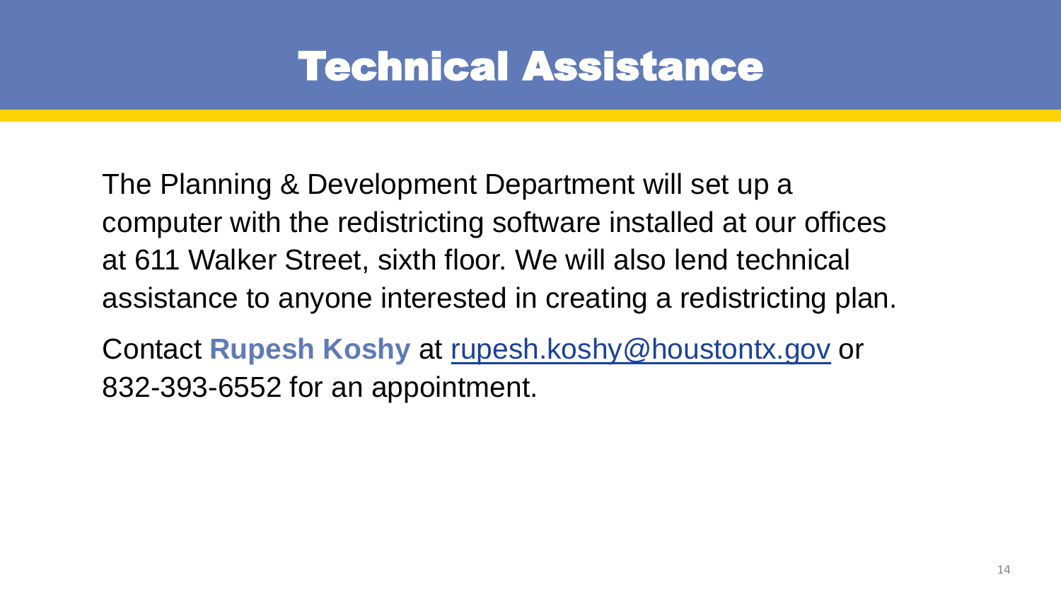# Technical Assistance

The Planning & Development Department will set up a computer with the redistricting software installed at our offices at 611 Walker Street, sixth floor. We will also lend technical assistance to anyone interested in creating a redistricting plan.

Contact **Rupesh Koshy** at rupesh.koshy@houstontx.gov or 832-393-6552 for an appointment.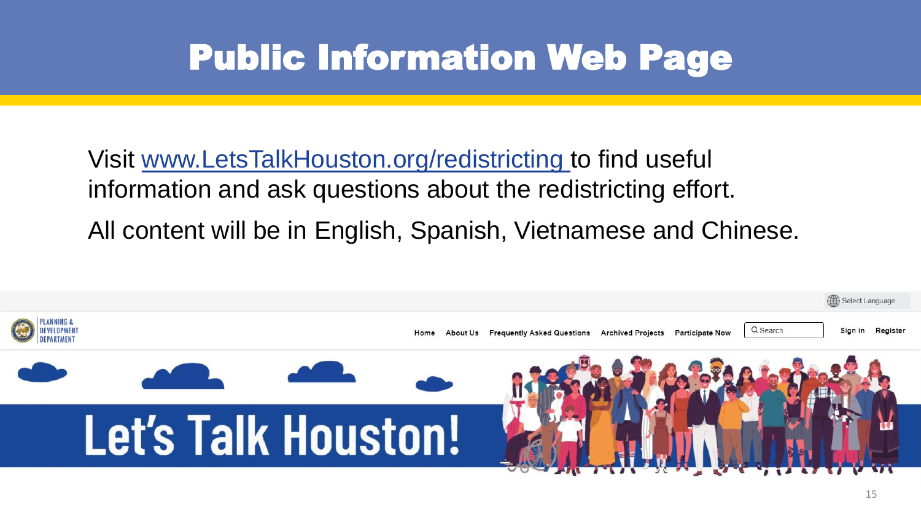# Public Information Web Page

Visit [www.LetsTalkHouston.org/redistricting](http://www.LetsTalkHouston.org/redistricting) to find useful information and ask questions about the redistricting effort.

All content will be in English, Spanish, Vietnamese and Chinese.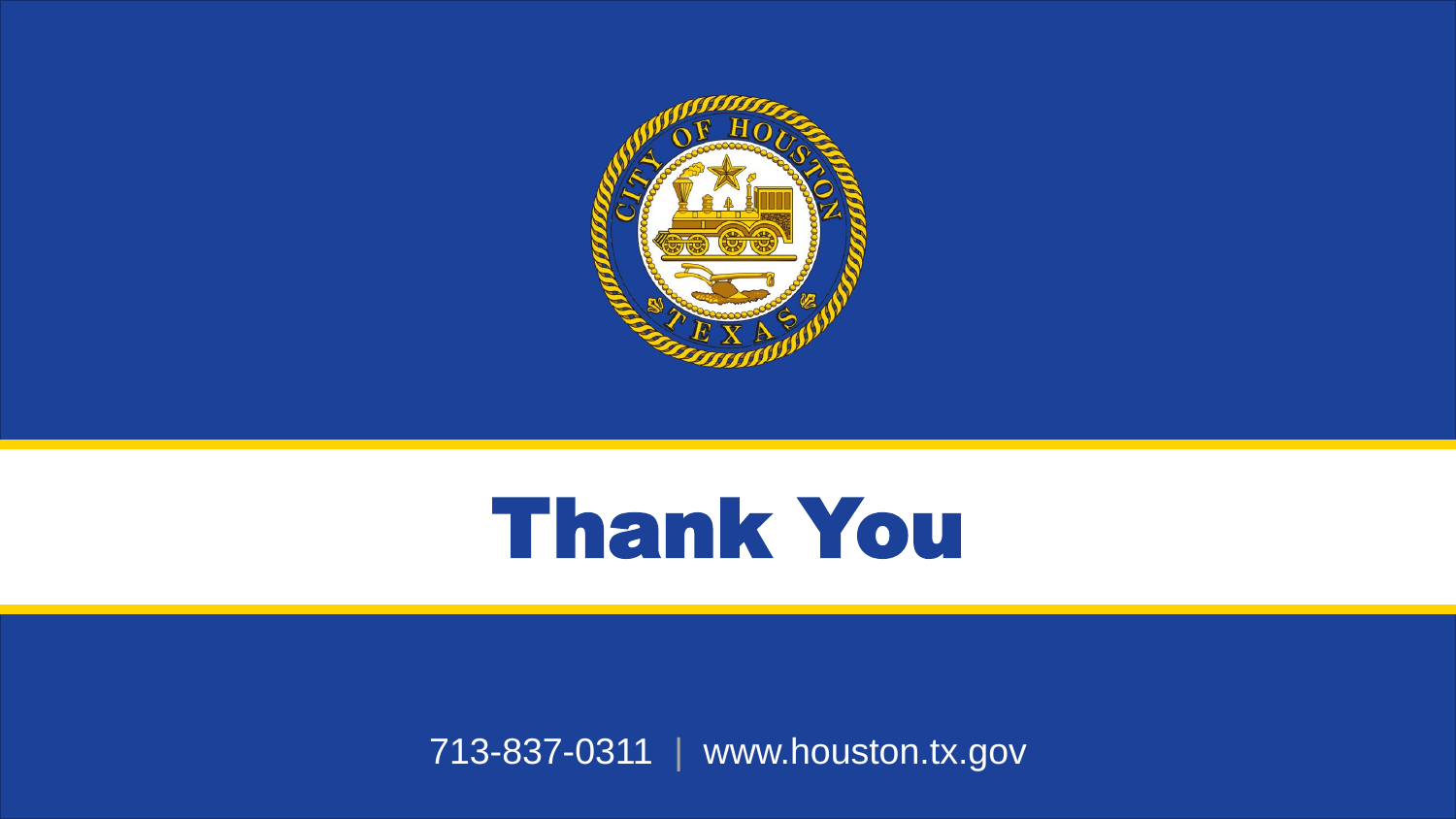# Thank You

713-837-0311 | www.houston.tx.gov